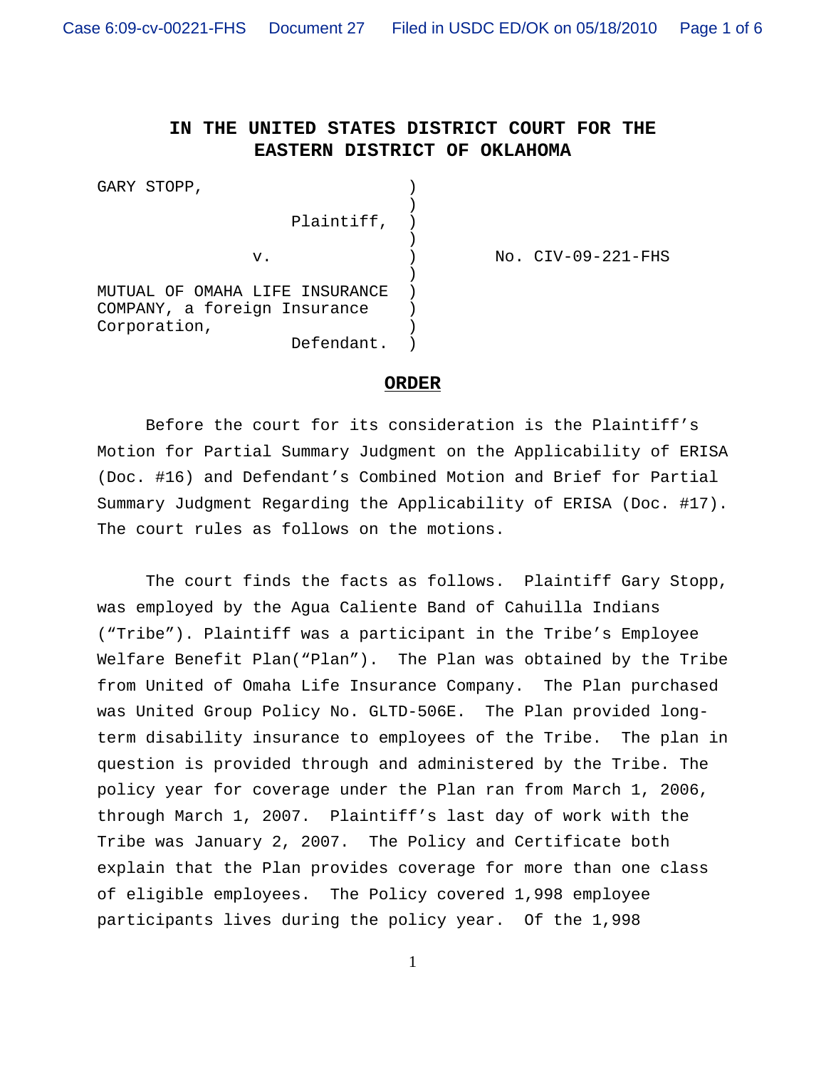# IN THE UNITED STATES DISTRICT COURT FOR THE EASTERN DISTRICT OF OKLAHOMA

GARY STOPP,

Plaintiff,

v.

MUTUAL OF OMAHA LIFE INSURANCE COMPANY, a foreign Insurance Corporation,

Defendant.

No. CIV-09-221-FHS

## ORDER

Before the court for its consideration is the Plaintiff's Motion for Partial Summary Judgment on the Applicability of ERISA (Doc. #16) and Defendant's Combined Motion and Brief for Partial Summary Judgment Regarding the Applicability of ERISA (Doc. #17). The court rules as follows on the motions.

The court finds the facts as follows. Plaintiff Gary Stopp, was employed by the Agua Caliente Band of Cahuilla Indians ("Tribe"). Plaintiff was a participant in the Tribe's Employee Welfare Benefit Plan("Plan"). The Plan was obtained by the Tribe from United of Omaha Life Insurance Company. The Plan purchased was United Group Policy No. GLTD-506E. The Plan provided long-term disability insurance to employees of the Tribe. The plan in question is provided through and administered by the Tribe. The policy year for coverage under the Plan ran from March 1, 2006, through March 1, 2007. Plaintiff's last day of work with the Tribe was January 2, 2007. The Policy and Certificate both explain that the Plan provides coverage for more than one class of eligible employees. The Policy covered 1,998 employee participants lives during the policy year. Of the 1,998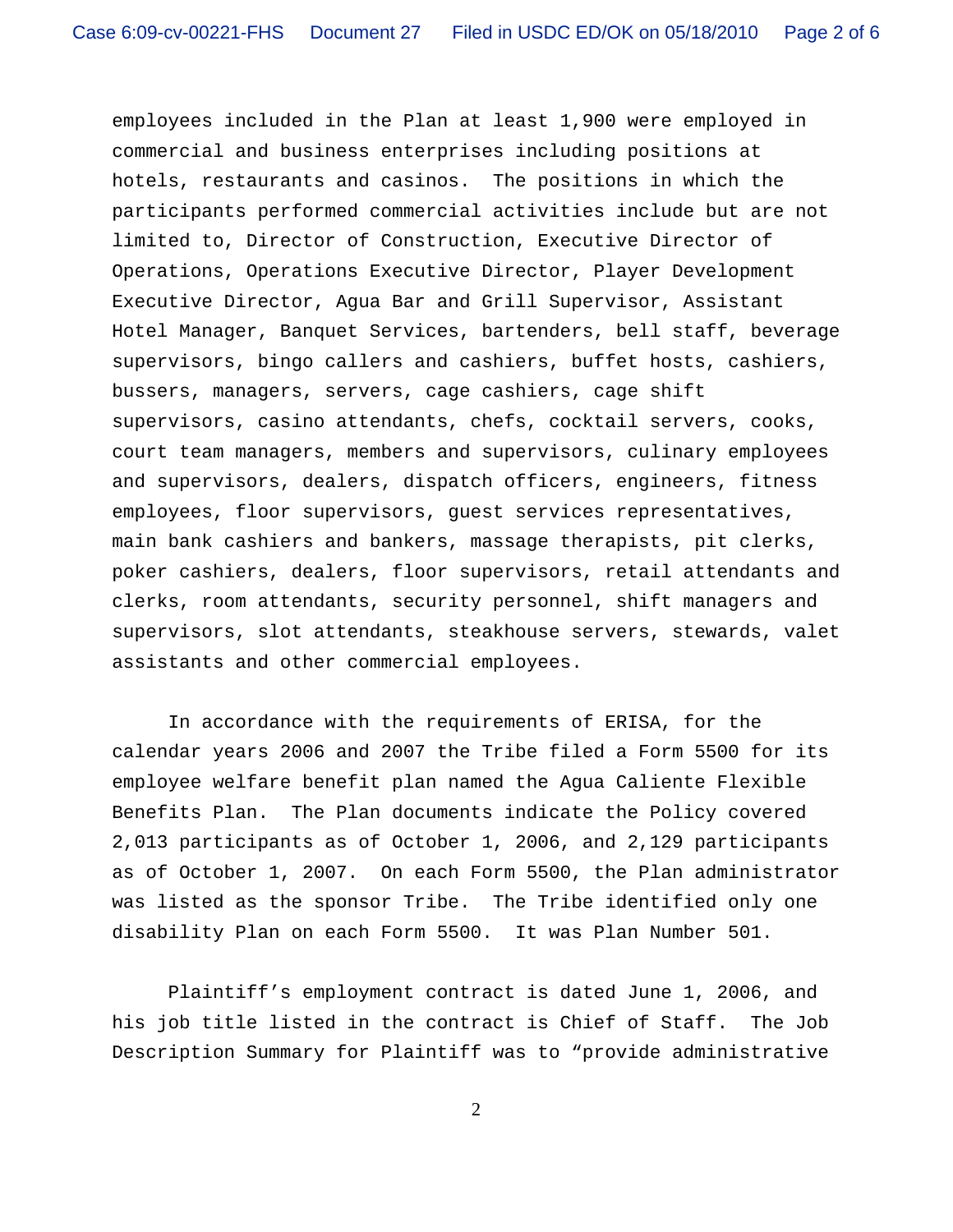employees included in the Plan at least 1,900 were employed in commercial and business enterprises including positions at hotels, restaurants and casinos. The positions in which the participants performed commercial activities include but are not limited to, Director of Construction, Executive Director of Operations, Operations Executive Director, Player Development Executive Director, Agua Bar and Grill Supervisor, Assistant Hotel Manager, Banquet Services, bartenders, bell staff, beverage supervisors, bingo callers and cashiers, buffet hosts, cashiers, bussers, managers, servers, cage cashiers, cage shift supervisors, casino attendants, chefs, cocktail servers, cooks, court team managers, members and supervisors, culinary employees and supervisors, dealers, dispatch officers, engineers, fitness employees, floor supervisors, guest services representatives, main bank cashiers and bankers, massage therapists, pit clerks, poker cashiers, dealers, floor supervisors, retail attendants and clerks, room attendants, security personnel, shift managers and supervisors, slot attendants, steakhouse servers, stewards, valet assistants and other commercial employees.

In accordance with the requirements of ERISA, for the calendar years 2006 and 2007 the Tribe filed a Form 5500 for its employee welfare benefit plan named the Agua Caliente Flexible Benefits Plan. The Plan documents indicate the Policy covered 2,013 participants as of October 1, 2006, and 2,129 participants as of October 1, 2007. On each Form 5500, the Plan administrator was listed as the sponsor Tribe. The Tribe identified only one disability Plan on each Form 5500. It was Plan Number 501.

Plaintiff's employment contract is dated June 1, 2006, and his job title listed in the contract is Chief of Staff. The Job Description Summary for Plaintiff was to "provide administrative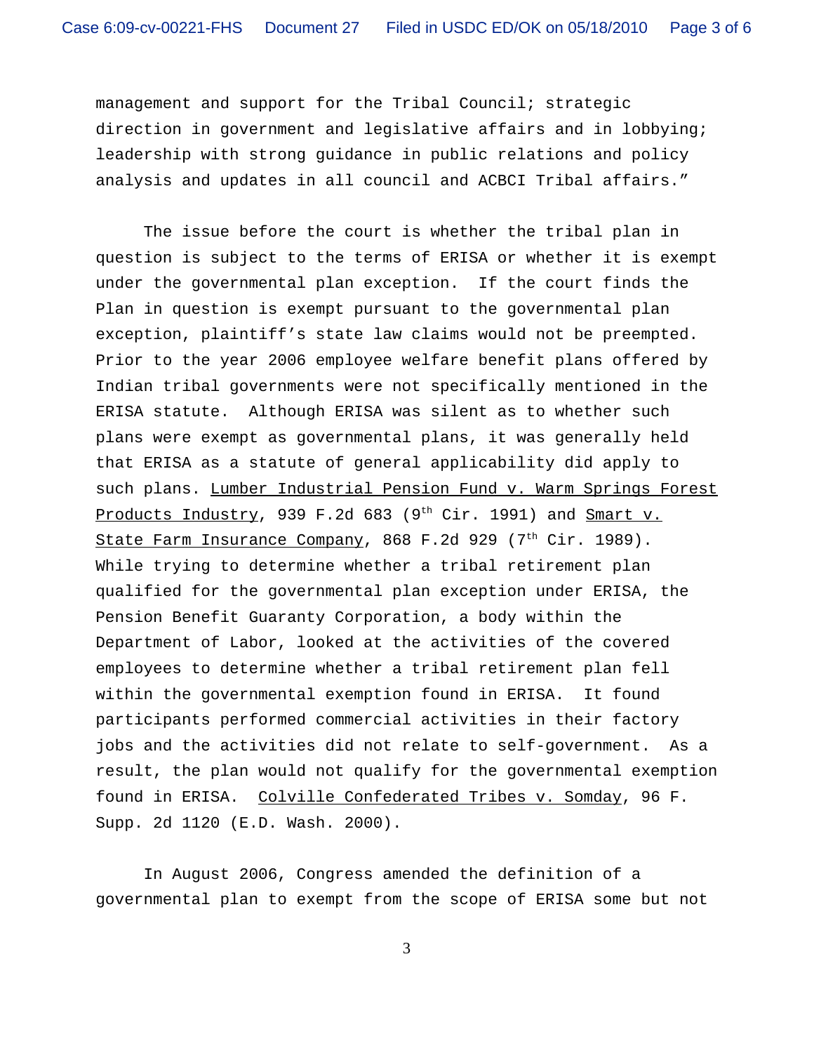management and support for the Tribal Council; strategic direction in government and legislative affairs and in lobbying; leadership with strong guidance in public relations and policy analysis and updates in all council and ACBCI Tribal affairs."

The issue before the court is whether the tribal plan in question is subject to the terms of ERISA or whether it is exempt under the governmental plan exception. If the court finds the Plan in question is exempt pursuant to the governmental plan exception, plaintiff's state law claims would not be preempted. Prior to the year 2006 employee welfare benefit plans offered by Indian tribal governments were not specifically mentioned in the ERISA statute. Although ERISA was silent as to whether such plans were exempt as governmental plans, it was generally held that ERISA as a statute of general applicability did apply to such plans. Lumber Industrial Pension Fund v. Warm Springs Forest Products Industry, 939 F.2d 683 (9th Cir. 1991) and Smart v. State Farm Insurance Company, 868 F.2d 929 (7th Cir. 1989). While trying to determine whether a tribal retirement plan qualified for the governmental plan exception under ERISA, the Pension Benefit Guaranty Corporation, a body within the Department of Labor, looked at the activities of the covered employees to determine whether a tribal retirement plan fell within the governmental exemption found in ERISA. It found participants performed commercial activities in their factory jobs and the activities did not relate to self-government. As a result, the plan would not qualify for the governmental exemption found in ERISA. Colville Confederated Tribes v. Somday, 96 F. Supp. 2d 1120 (E.D. Wash. 2000).

In August 2006, Congress amended the definition of a governmental plan to exempt from the scope of ERISA some but not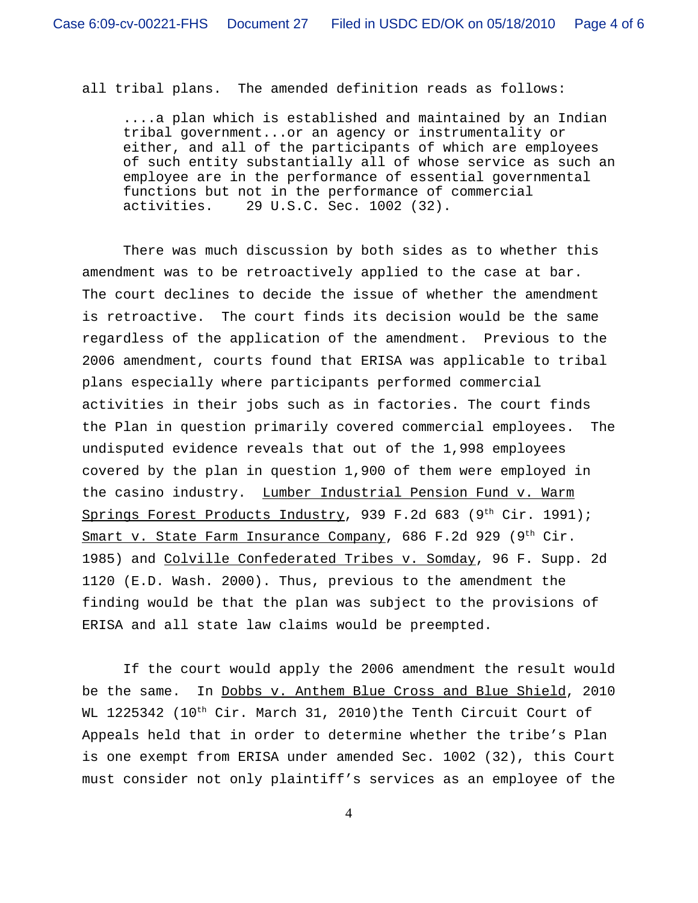all tribal plans. The amended definition reads as follows:

> ....a plan which is established and maintained by an Indian tribal government...or an agency or instrumentality or either, and all of the participants of which are employees of such entity substantially all of whose service as such an employee are in the performance of essential governmental functions but not in the performance of commercial activities. 29 U.S.C. Sec. 1002 (32).

There was much discussion by both sides as to whether this amendment was to be retroactively applied to the case at bar. The court declines to decide the issue of whether the amendment is retroactive. The court finds its decision would be the same regardless of the application of the amendment. Previous to the 2006 amendment, courts found that ERISA was applicable to tribal plans especially where participants performed commercial activities in their jobs such as in factories. The court finds the Plan in question primarily covered commercial employees. The undisputed evidence reveals that out of the 1,998 employees covered by the plan in question 1,900 of them were employed in the casino industry. Lumber Industrial Pension Fund v. Warm Springs Forest Products Industry, 939 F.2d 683 (9th Cir. 1991); Smart v. State Farm Insurance Company, 686 F.2d 929 (9th Cir. 1985) and Colville Confederated Tribes v. Somday, 96 F. Supp. 2d 1120 (E.D. Wash. 2000). Thus, previous to the amendment the finding would be that the plan was subject to the provisions of ERISA and all state law claims would be preempted.

If the court would apply the 2006 amendment the result would be the same. In Dobbs v. Anthem Blue Cross and Blue Shield, 2010 WL 1225342 (10th Cir. March 31, 2010)the Tenth Circuit Court of Appeals held that in order to determine whether the tribe's Plan is one exempt from ERISA under amended Sec. 1002 (32), this Court must consider not only plaintiff's services as an employee of the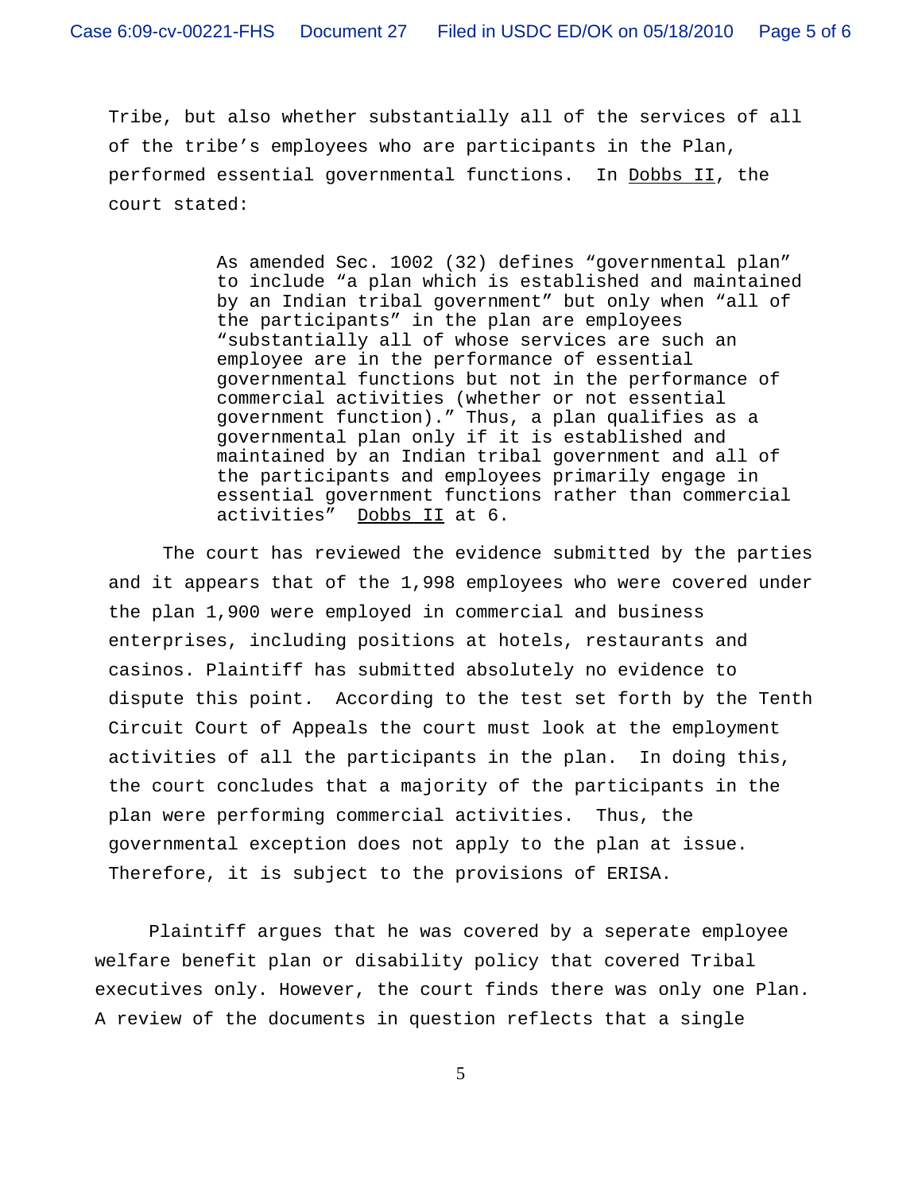Tribe, but also whether substantially all of the services of all of the tribe's employees who are participants in the Plan, performed essential governmental functions. In Dobbs II, the court stated:

> As amended Sec. 1002 (32) defines "governmental plan" to include "a plan which is established and maintained by an Indian tribal government" but only when "all of the participants" in the plan are employees "substantially all of whose services are such an employee are in the performance of essential governmental functions but not in the performance of commercial activities (whether or not essential government function)." Thus, a plan qualifies as a governmental plan only if it is established and maintained by an Indian tribal government and all of the participants and employees primarily engage in essential government functions rather than commercial activities" Dobbs II at 6.

The court has reviewed the evidence submitted by the parties and it appears that of the 1,998 employees who were covered under the plan 1,900 were employed in commercial and business enterprises, including positions at hotels, restaurants and casinos. Plaintiff has submitted absolutely no evidence to dispute this point. According to the test set forth by the Tenth Circuit Court of Appeals the court must look at the employment activities of all the participants in the plan. In doing this, the court concludes that a majority of the participants in the plan were performing commercial activities. Thus, the governmental exception does not apply to the plan at issue. Therefore, it is subject to the provisions of ERISA.

Plaintiff argues that he was covered by a seperate employee welfare benefit plan or disability policy that covered Tribal executives only. However, the court finds there was only one Plan. A review of the documents in question reflects that a single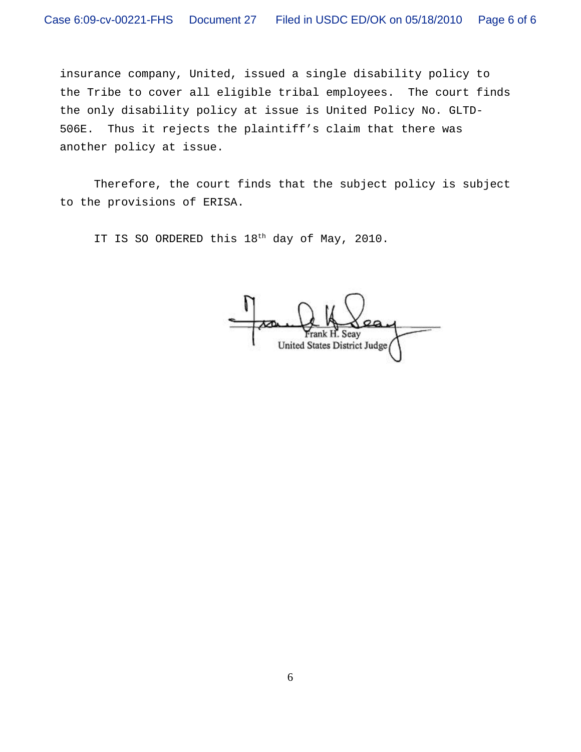insurance company, United, issued a single disability policy to the Tribe to cover all eligible tribal employees. The court finds the only disability policy at issue is United Policy No. GLTD-506E. Thus it rejects the plaintiff's claim that there was another policy at issue.

Therefore, the court finds that the subject policy is subject to the provisions of ERISA.

IT IS SO ORDERED this 18th day of May, 2010.

Frank H. Seay
United States District Judge